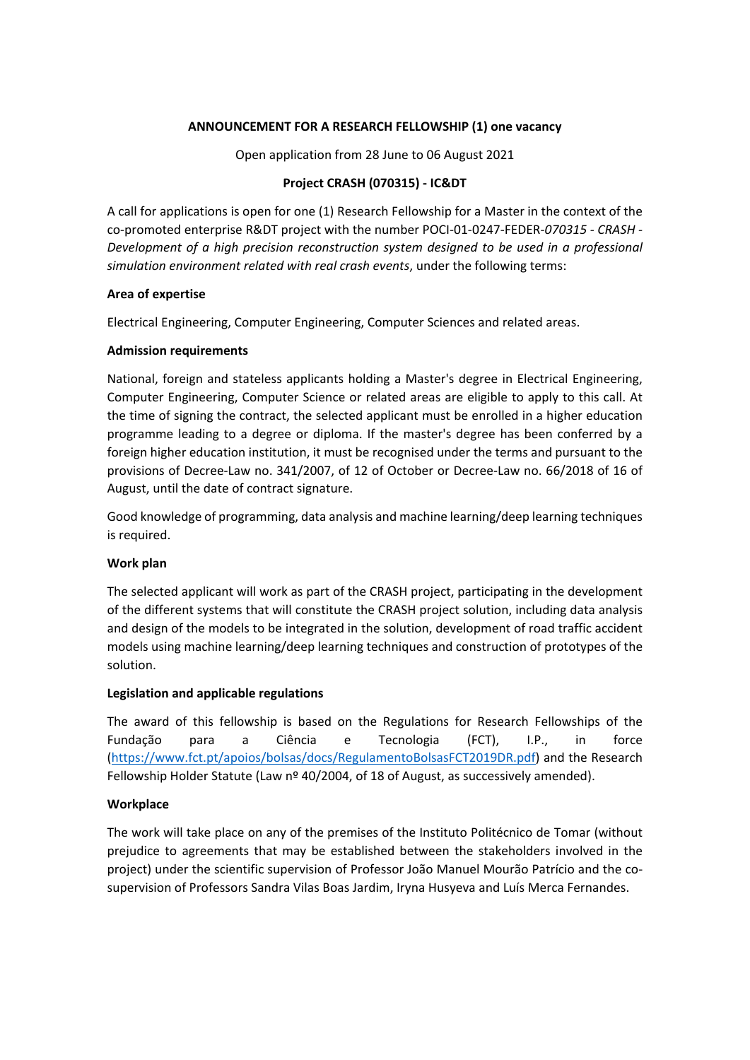**ANNOUNCEMENT FOR A RESEARCH FELLOWSHIP (1) one vacancy**

Open application from 28 June to 06 August 2021

**Project CRASH (070315) - IC&DT**

A call for applications is open for one (1) Research Fellowship for a Master in the context of the co-promoted enterprise R&DT project with the number POCI-01-0247-FEDER-*070315 - CRASH - Development of a high precision reconstruction system designed to be used in a professional simulation environment related with real crash events*, under the following terms:

**Area of expertise**

Electrical Engineering, Computer Engineering, Computer Sciences and related areas.

**Admission requirements**

National, foreign and stateless applicants holding a Master's degree in Electrical Engineering, Computer Engineering, Computer Science or related areas are eligible to apply to this call. At the time of signing the contract, the selected applicant must be enrolled in a higher education programme leading to a degree or diploma. If the master's degree has been conferred by a foreign higher education institution, it must be recognised under the terms and pursuant to the provisions of Decree-Law no. 341/2007, of 12 of October or Decree-Law no. 66/2018 of 16 of August, until the date of contract signature.

Good knowledge of programming, data analysis and machine learning/deep learning techniques is required.

**Work plan**

The selected applicant will work as part of the CRASH project, participating in the development of the different systems that will constitute the CRASH project solution, including data analysis and design of the models to be integrated in the solution, development of road traffic accident models using machine learning/deep learning techniques and construction of prototypes of the solution.

**Legislation and applicable regulations**

The award of this fellowship is based on the Regulations for Research Fellowships of the Fundação para a Ciência e Tecnologia (FCT), I.P., in force (https://www.fct.pt/apoios/bolsas/docs/RegulamentoBolsasFCT2019DR.pdf) and the Research Fellowship Holder Statute (Law nº 40/2004, of 18 of August, as successively amended).

**Workplace**

The work will take place on any of the premises of the Instituto Politécnico de Tomar (without prejudice to agreements that may be established between the stakeholders involved in the project) under the scientific supervision of Professor João Manuel Mourão Patrício and the co-supervision of Professors Sandra Vilas Boas Jardim, Iryna Husyeva and Luís Merca Fernandes.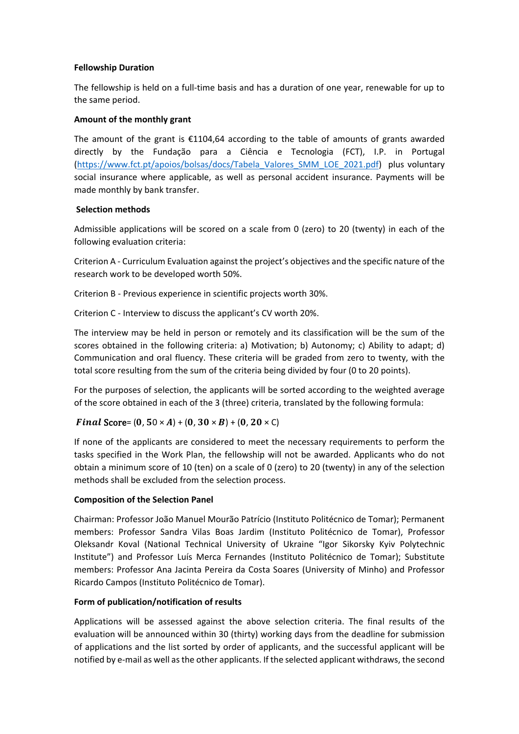**Fellowship Duration**

The fellowship is held on a full-time basis and has a duration of one year, renewable for up to the same period.

**Amount of the monthly grant**

The amount of the grant is €1104,64 according to the table of amounts of grants awarded directly by the Fundação para a Ciência e Tecnologia (FCT), I.P. in Portugal (https://www.fct.pt/apoios/bolsas/docs/Tabela_Valores_SMM_LOE_2021.pdf) plus voluntary social insurance where applicable, as well as personal accident insurance. Payments will be made monthly by bank transfer.

**Selection methods**

Admissible applications will be scored on a scale from 0 (zero) to 20 (twenty) in each of the following evaluation criteria:

Criterion A - Curriculum Evaluation against the project's objectives and the specific nature of the research work to be developed worth 50%.

Criterion B - Previous experience in scientific projects worth 30%.

Criterion C - Interview to discuss the applicant's CV worth 20%.

The interview may be held in person or remotely and its classification will be the sum of the scores obtained in the following criteria: a) Motivation; b) Autonomy; c) Ability to adapt; d) Communication and oral fluency. These criteria will be graded from zero to twenty, with the total score resulting from the sum of the criteria being divided by four (0 to 20 points).

For the purposes of selection, the applicants will be sorted according to the weighted average of the score obtained in each of the 3 (three) criteria, translated by the following formula:

$\textit{Final}$ Score$= (0,50 \times A) + (0,30 \times B) + (0,20 \times C)$

If none of the applicants are considered to meet the necessary requirements to perform the tasks specified in the Work Plan, the fellowship will not be awarded. Applicants who do not obtain a minimum score of 10 (ten) on a scale of 0 (zero) to 20 (twenty) in any of the selection methods shall be excluded from the selection process.

**Composition of the Selection Panel**

Chairman: Professor João Manuel Mourão Patrício (Instituto Politécnico de Tomar); Permanent members: Professor Sandra Vilas Boas Jardim (Instituto Politécnico de Tomar), Professor Oleksandr Koval (National Technical University of Ukraine "Igor Sikorsky Kyiv Polytechnic Institute") and Professor Luís Merca Fernandes (Instituto Politécnico de Tomar); Substitute members: Professor Ana Jacinta Pereira da Costa Soares (University of Minho) and Professor Ricardo Campos (Instituto Politécnico de Tomar).

**Form of publication/notification of results**

Applications will be assessed against the above selection criteria. The final results of the evaluation will be announced within 30 (thirty) working days from the deadline for submission of applications and the list sorted by order of applicants, and the successful applicant will be notified by e-mail as well as the other applicants. If the selected applicant withdraws, the second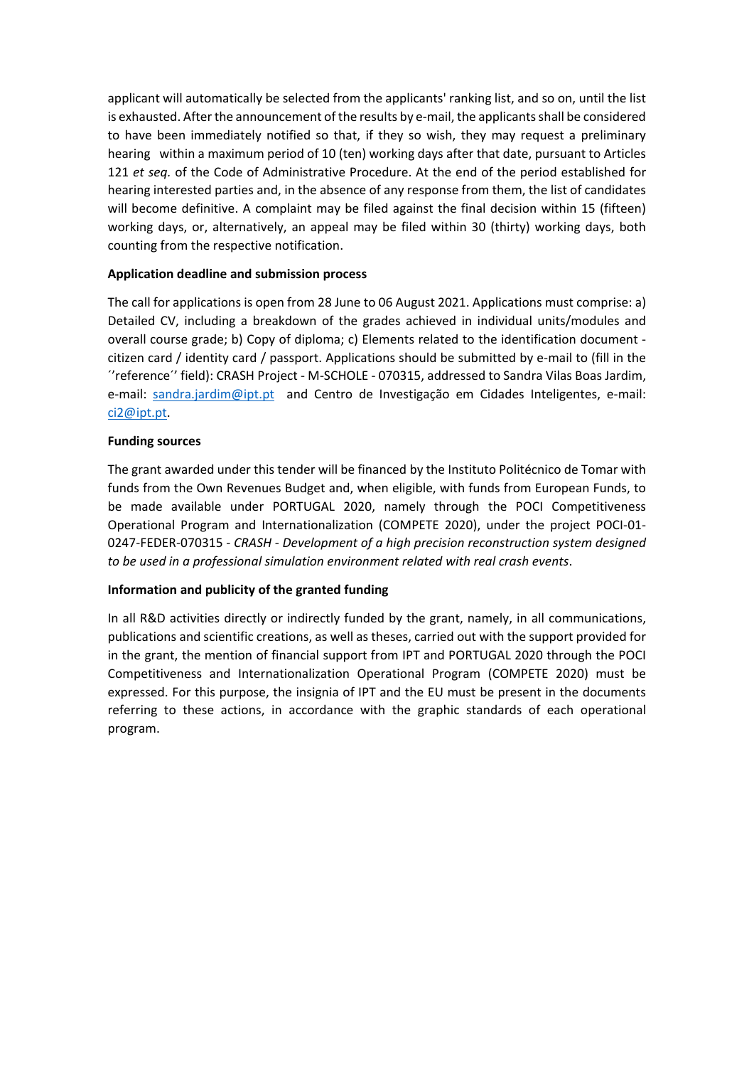applicant will automatically be selected from the applicants' ranking list, and so on, until the list is exhausted. After the announcement of the results by e-mail, the applicants shall be considered to have been immediately notified so that, if they so wish, they may request a preliminary hearing within a maximum period of 10 (ten) working days after that date, pursuant to Articles 121 *et seq.* of the Code of Administrative Procedure. At the end of the period established for hearing interested parties and, in the absence of any response from them, the list of candidates will become definitive. A complaint may be filed against the final decision within 15 (fifteen) working days, or, alternatively, an appeal may be filed within 30 (thirty) working days, both counting from the respective notification.

**Application deadline and submission process**

The call for applications is open from 28 June to 06 August 2021. Applications must comprise: a) Detailed CV, including a breakdown of the grades achieved in individual units/modules and overall course grade; b) Copy of diploma; c) Elements related to the identification document - citizen card / identity card / passport. Applications should be submitted by e-mail to (fill in the ´´reference´´ field): CRASH Project - M-SCHOLE - 070315, addressed to Sandra Vilas Boas Jardim, e-mail: sandra.jardim@ipt.pt and Centro de Investigação em Cidades Inteligentes, e-mail: ci2@ipt.pt.

**Funding sources**

The grant awarded under this tender will be financed by the Instituto Politécnico de Tomar with funds from the Own Revenues Budget and, when eligible, with funds from European Funds, to be made available under PORTUGAL 2020, namely through the POCI Competitiveness Operational Program and Internationalization (COMPETE 2020), under the project POCI-01-0247-FEDER-070315 - *CRASH - Development of a high precision reconstruction system designed to be used in a professional simulation environment related with real crash events*.

**Information and publicity of the granted funding**

In all R&D activities directly or indirectly funded by the grant, namely, in all communications, publications and scientific creations, as well as theses, carried out with the support provided for in the grant, the mention of financial support from IPT and PORTUGAL 2020 through the POCI Competitiveness and Internationalization Operational Program (COMPETE 2020) must be expressed. For this purpose, the insignia of IPT and the EU must be present in the documents referring to these actions, in accordance with the graphic standards of each operational program.